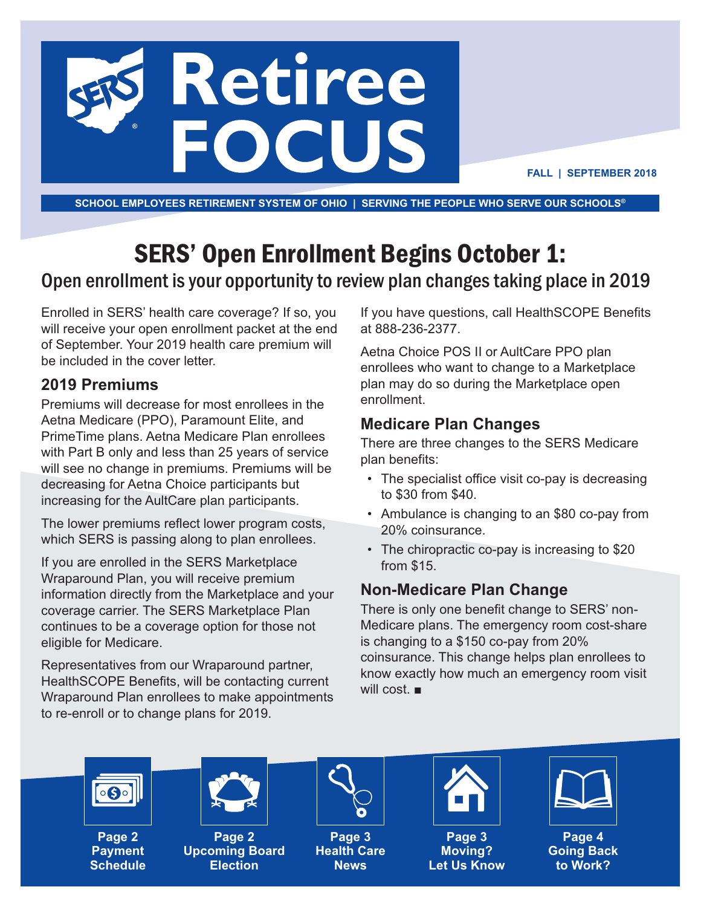# Retiree FOCUS

FALL | SEPTEMBER 2018

SCHOOL EMPLOYEES RETIREMENT SYSTEM OF OHIO | SERVING THE PEOPLE WHO SERVE OUR SCHOOLS®

## SERS' Open Enrollment Begins October 1:

### Open enrollment is your opportunity to review plan changes taking place in 2019

Enrolled in SERS' health care coverage? If so, you will receive your open enrollment packet at the end of September. Your 2019 health care premium will be included in the cover letter.

### 2019 Premiums

Premiums will decrease for most enrollees in the Aetna Medicare (PPO), Paramount Elite, and PrimeTime plans. Aetna Medicare Plan enrollees with Part B only and less than 25 years of service will see no change in premiums. Premiums will be decreasing for Aetna Choice participants but increasing for the AultCare plan participants.

The lower premiums reflect lower program costs, which SERS is passing along to plan enrollees.

If you are enrolled in the SERS Marketplace Wraparound Plan, you will receive premium information directly from the Marketplace and your coverage carrier. The SERS Marketplace Plan continues to be a coverage option for those not eligible for Medicare.

Representatives from our Wraparound partner, HealthSCOPE Benefits, will be contacting current Wraparound Plan enrollees to make appointments to re-enroll or to change plans for 2019.

If you have questions, call HealthSCOPE Benefits at 888-236-2377.

Aetna Choice POS II or AultCare PPO plan enrollees who want to change to a Marketplace plan may do so during the Marketplace open enrollment.

### Medicare Plan Changes

There are three changes to the SERS Medicare plan benefits:

- The specialist office visit co-pay is decreasing to $30 from $40.
- Ambulance is changing to an $80 co-pay from 20% coinsurance.
- The chiropractic co-pay is increasing to $20 from $15.

### Non-Medicare Plan Change

There is only one benefit change to SERS' non-Medicare plans. The emergency room cost-share is changing to a $150 co-pay from 20% coinsurance. This change helps plan enrollees to know exactly how much an emergency room visit will cost. ■

**Page 2** Payment Schedule

**Page 2** Upcoming Board Election

**Page 3** Health Care News

**Page 3** Moving? Let Us Know

**Page 4** Going Back to Work?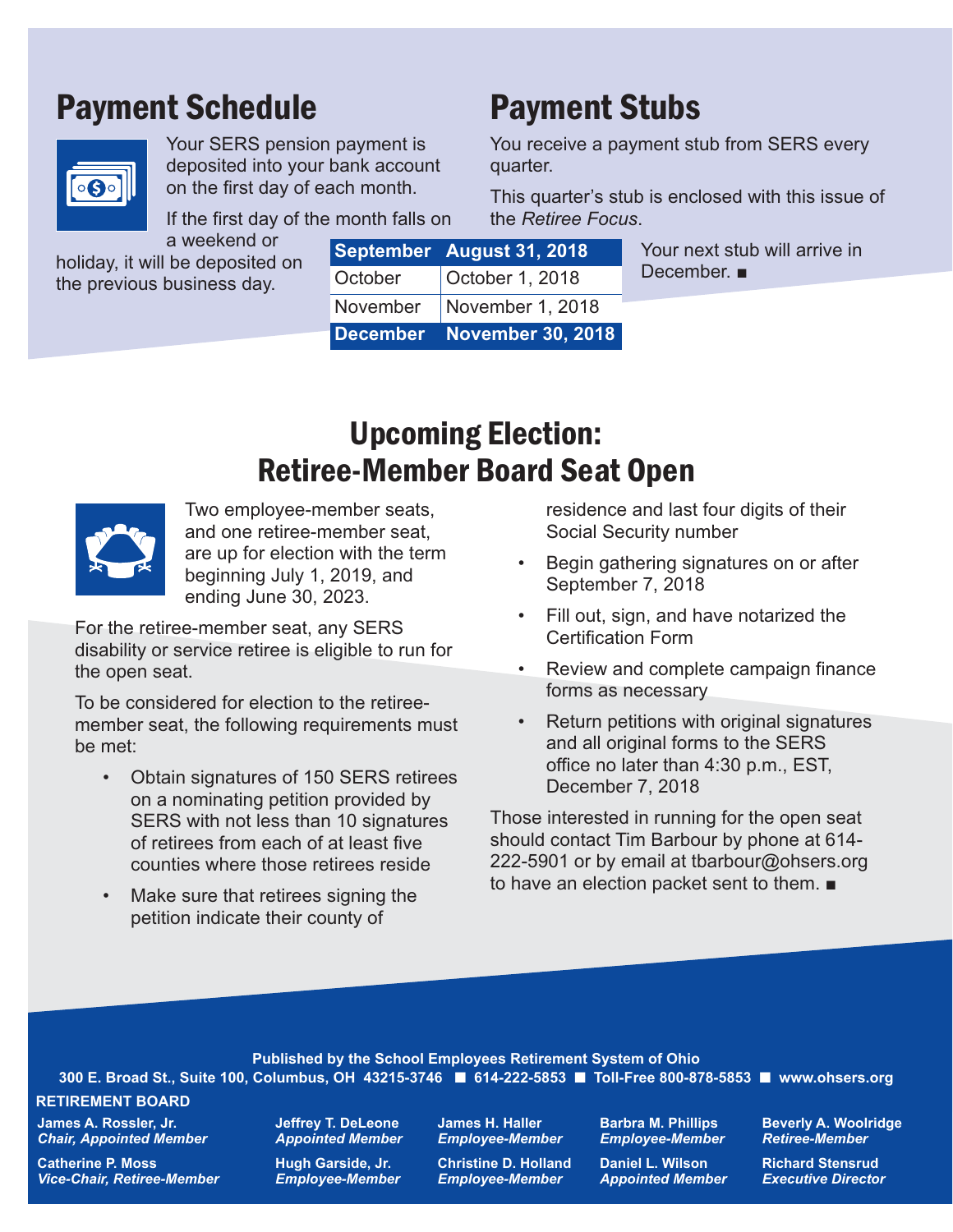## Payment Schedule

Your SERS pension payment is deposited into your bank account on the first day of each month.

If the first day of the month falls on a weekend or holiday, it will be deposited on the previous business day.

| September | August 31, 2018 |
|---|---|
| October | October 1, 2018 |
| November | November 1, 2018 |
| **December** | **November 30, 2018** |

## Payment Stubs

You receive a payment stub from SERS every quarter.

This quarter's stub is enclosed with this issue of the *Retiree Focus*.

Your next stub will arrive in December. ■

## Upcoming Election: Retiree-Member Board Seat Open

Two employee-member seats, and one retiree-member seat, are up for election with the term beginning July 1, 2019, and ending June 30, 2023.

For the retiree-member seat, any SERS disability or service retiree is eligible to run for the open seat.

To be considered for election to the retiree-member seat, the following requirements must be met:

- Obtain signatures of 150 SERS retirees on a nominating petition provided by SERS with not less than 10 signatures of retirees from each of at least five counties where those retirees reside
- Make sure that retirees signing the petition indicate their county of residence and last four digits of their Social Security number
- Begin gathering signatures on or after September 7, 2018
- Fill out, sign, and have notarized the Certification Form
- Review and complete campaign finance forms as necessary
- Return petitions with original signatures and all original forms to the SERS office no later than 4:30 p.m., EST, December 7, 2018

Those interested in running for the open seat should contact Tim Barbour by phone at 614-222-5901 or by email at tbarbour@ohsers.org to have an election packet sent to them. ■

**Published by the School Employees Retirement System of Ohio**

**300 E. Broad St., Suite 100, Columbus, OH 43215-3746 ■ 614-222-5853 ■ Toll-Free 800-878-5853 ■ www.ohsers.org**

**RETIREMENT BOARD**

**James A. Rossler, Jr.** *Chair, Appointed Member*
**Catherine P. Moss** *Vice-Chair, Retiree-Member*
**Jeffrey T. DeLeone** *Appointed Member*
**Hugh Garside, Jr.** *Employee-Member*
**James H. Haller** *Employee-Member*
**Christine D. Holland** *Employee-Member*
**Barbra M. Phillips** *Employee-Member*
**Daniel L. Wilson** *Appointed Member*
**Beverly A. Woolridge** *Retiree-Member*
**Richard Stensrud** *Executive Director*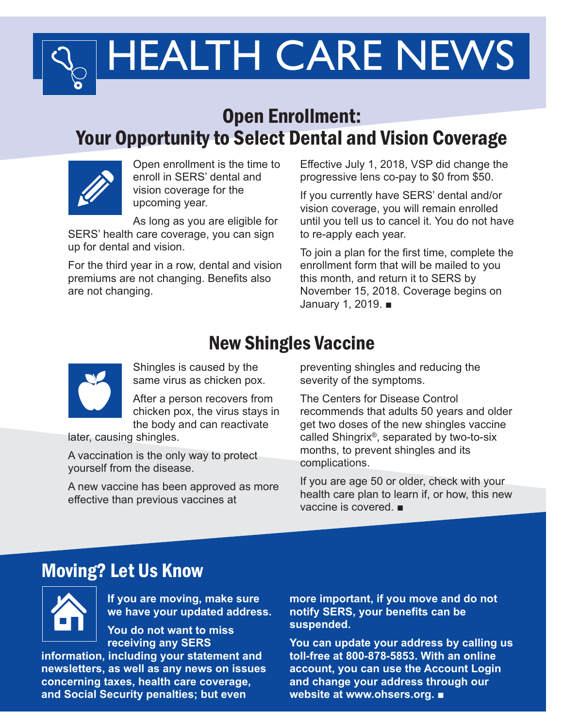# HEALTH CARE NEWS

## Open Enrollment: Your Opportunity to Select Dental and Vision Coverage

Open enrollment is the time to enroll in SERS' dental and vision coverage for the upcoming year.

As long as you are eligible for SERS' health care coverage, you can sign up for dental and vision.

For the third year in a row, dental and vision premiums are not changing. Benefits also are not changing.

Effective July 1, 2018, VSP did change the progressive lens co-pay to $0 from $50.

If you currently have SERS' dental and/or vision coverage, you will remain enrolled until you tell us to cancel it. You do not have to re-apply each year.

To join a plan for the first time, complete the enrollment form that will be mailed to you this month, and return it to SERS by November 15, 2018. Coverage begins on January 1, 2019. ■

## New Shingles Vaccine

Shingles is caused by the same virus as chicken pox.

After a person recovers from chicken pox, the virus stays in the body and can reactivate later, causing shingles.

A vaccination is the only way to protect yourself from the disease.

A new vaccine has been approved as more effective than previous vaccines at preventing shingles and reducing the severity of the symptoms.

The Centers for Disease Control recommends that adults 50 years and older get two doses of the new shingles vaccine called Shingrix®, separated by two-to-six months, to prevent shingles and its complications.

If you are age 50 or older, check with your health care plan to learn if, or how, this new vaccine is covered. ■

## Moving? Let Us Know

**If you are moving, make sure we have your updated address.**

**You do not want to miss receiving any SERS information, including your statement and newsletters, as well as any news on issues concerning taxes, health care coverage, and Social Security penalties; but even more important, if you move and do not notify SERS, your benefits can be suspended.**

**You can update your address by calling us toll-free at 800-878-5853. With an online account, you can use the Account Login and change your address through our website at www.ohsers.org. ■**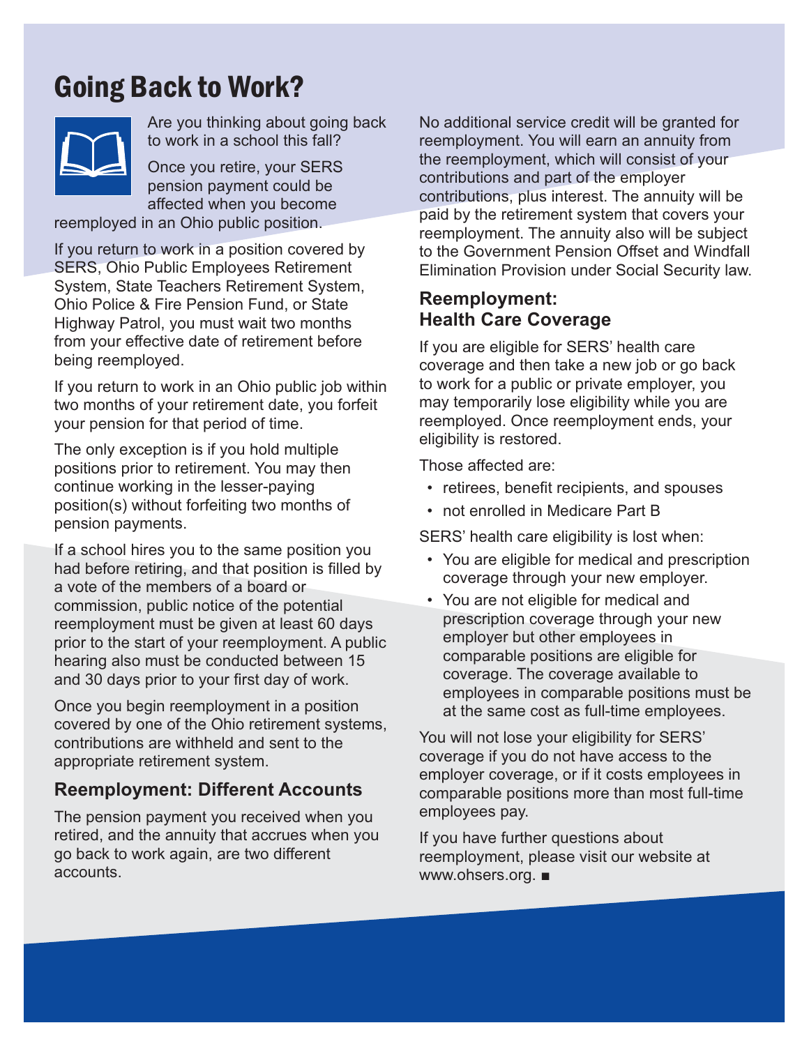# Going Back to Work?

Are you thinking about going back to work in a school this fall?

Once you retire, your SERS pension payment could be affected when you become reemployed in an Ohio public position.

If you return to work in a position covered by SERS, Ohio Public Employees Retirement System, State Teachers Retirement System, Ohio Police & Fire Pension Fund, or State Highway Patrol, you must wait two months from your effective date of retirement before being reemployed.

If you return to work in an Ohio public job within two months of your retirement date, you forfeit your pension for that period of time.

The only exception is if you hold multiple positions prior to retirement. You may then continue working in the lesser-paying position(s) without forfeiting two months of pension payments.

If a school hires you to the same position you had before retiring, and that position is filled by a vote of the members of a board or commission, public notice of the potential reemployment must be given at least 60 days prior to the start of your reemployment. A public hearing also must be conducted between 15 and 30 days prior to your first day of work.

Once you begin reemployment in a position covered by one of the Ohio retirement systems, contributions are withheld and sent to the appropriate retirement system.

### Reemployment: Different Accounts

The pension payment you received when you retired, and the annuity that accrues when you go back to work again, are two different accounts.

No additional service credit will be granted for reemployment. You will earn an annuity from the reemployment, which will consist of your contributions and part of the employer contributions, plus interest. The annuity will be paid by the retirement system that covers your reemployment. The annuity also will be subject to the Government Pension Offset and Windfall Elimination Provision under Social Security law.

### Reemployment: Health Care Coverage

If you are eligible for SERS' health care coverage and then take a new job or go back to work for a public or private employer, you may temporarily lose eligibility while you are reemployed. Once reemployment ends, your eligibility is restored.

Those affected are:

- retirees, benefit recipients, and spouses
- not enrolled in Medicare Part B

SERS' health care eligibility is lost when:

- You are eligible for medical and prescription coverage through your new employer.
- You are not eligible for medical and prescription coverage through your new employer but other employees in comparable positions are eligible for coverage. The coverage available to employees in comparable positions must be at the same cost as full-time employees.

You will not lose your eligibility for SERS' coverage if you do not have access to the employer coverage, or if it costs employees in comparable positions more than most full-time employees pay.

If you have further questions about reemployment, please visit our website at www.ohsers.org. ■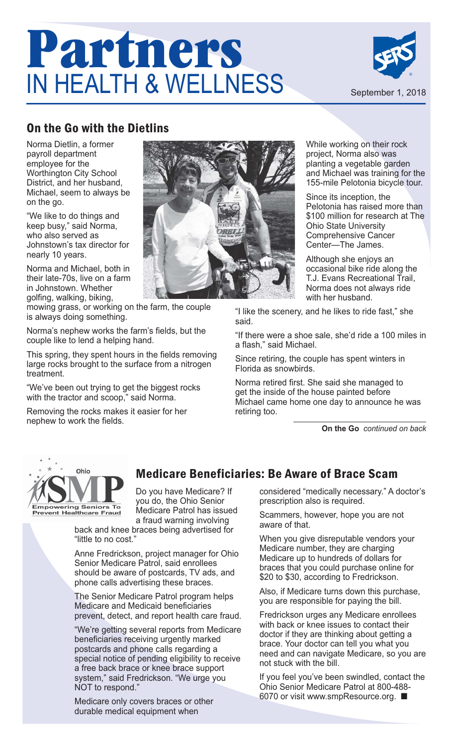# Partners IN HEALTH & WELLNESS

September 1, 2018

## On the Go with the Dietlins

Norma Dietlin, a former payroll department employee for the Worthington City School District, and her husband, Michael, seem to always be on the go.

"We like to do things and keep busy," said Norma, who also served as Johnstown's tax director for nearly 10 years.

Norma and Michael, both in their late-70s, live on a farm in Johnstown. Whether golfing, walking, biking, mowing grass, or working on the farm, the couple is always doing something.

Norma's nephew works the farm's fields, but the couple like to lend a helping hand.

This spring, they spent hours in the fields removing large rocks brought to the surface from a nitrogen treatment.

"We've been out trying to get the biggest rocks with the tractor and scoop," said Norma.

Removing the rocks makes it easier for her nephew to work the fields.

While working on their rock project, Norma also was planting a vegetable garden and Michael was training for the 155-mile Pelotonia bicycle tour.

Since its inception, the Pelotonia has raised more than $100 million for research at The Ohio State University Comprehensive Cancer Center—The James.

Although she enjoys an occasional bike ride along the T.J. Evans Recreational Trail, Norma does not always ride with her husband.

"I like the scenery, and he likes to ride fast," she said.

"If there were a shoe sale, she'd ride a 100 miles in a flash," said Michael.

Since retiring, the couple has spent winters in Florida as snowbirds.

Norma retired first. She said she managed to get the house painted before Michael came home one day to announce he was retiring too.

**On the Go** *continued on back*

## Medicare Beneficiaries: Be Aware of Brace Scam

Do you have Medicare? If you do, the Ohio Senior Medicare Patrol has issued a fraud warning involving back and knee braces being advertised for "little to no cost."

Anne Fredrickson, project manager for Ohio Senior Medicare Patrol, said enrollees should be aware of postcards, TV ads, and phone calls advertising these braces.

The Senior Medicare Patrol program helps Medicare and Medicaid beneficiaries prevent, detect, and report health care fraud.

"We're getting several reports from Medicare beneficiaries receiving urgently marked postcards and phone calls regarding a special notice of pending eligibility to receive a free back brace or knee brace support system," said Fredrickson. "We urge you NOT to respond."

Medicare only covers braces or other durable medical equipment when considered "medically necessary." A doctor's prescription also is required.

Scammers, however, hope you are not aware of that.

When you give disreputable vendors your Medicare number, they are charging Medicare up to hundreds of dollars for braces that you could purchase online for $20 to $30, according to Fredrickson.

Also, if Medicare turns down this purchase, you are responsible for paying the bill.

Fredrickson urges any Medicare enrollees with back or knee issues to contact their doctor if they are thinking about getting a brace. Your doctor can tell you what you need and can navigate Medicare, so you are not stuck with the bill.

If you feel you've been swindled, contact the Ohio Senior Medicare Patrol at 800-488-6070 or visit www.smpResource.org. ■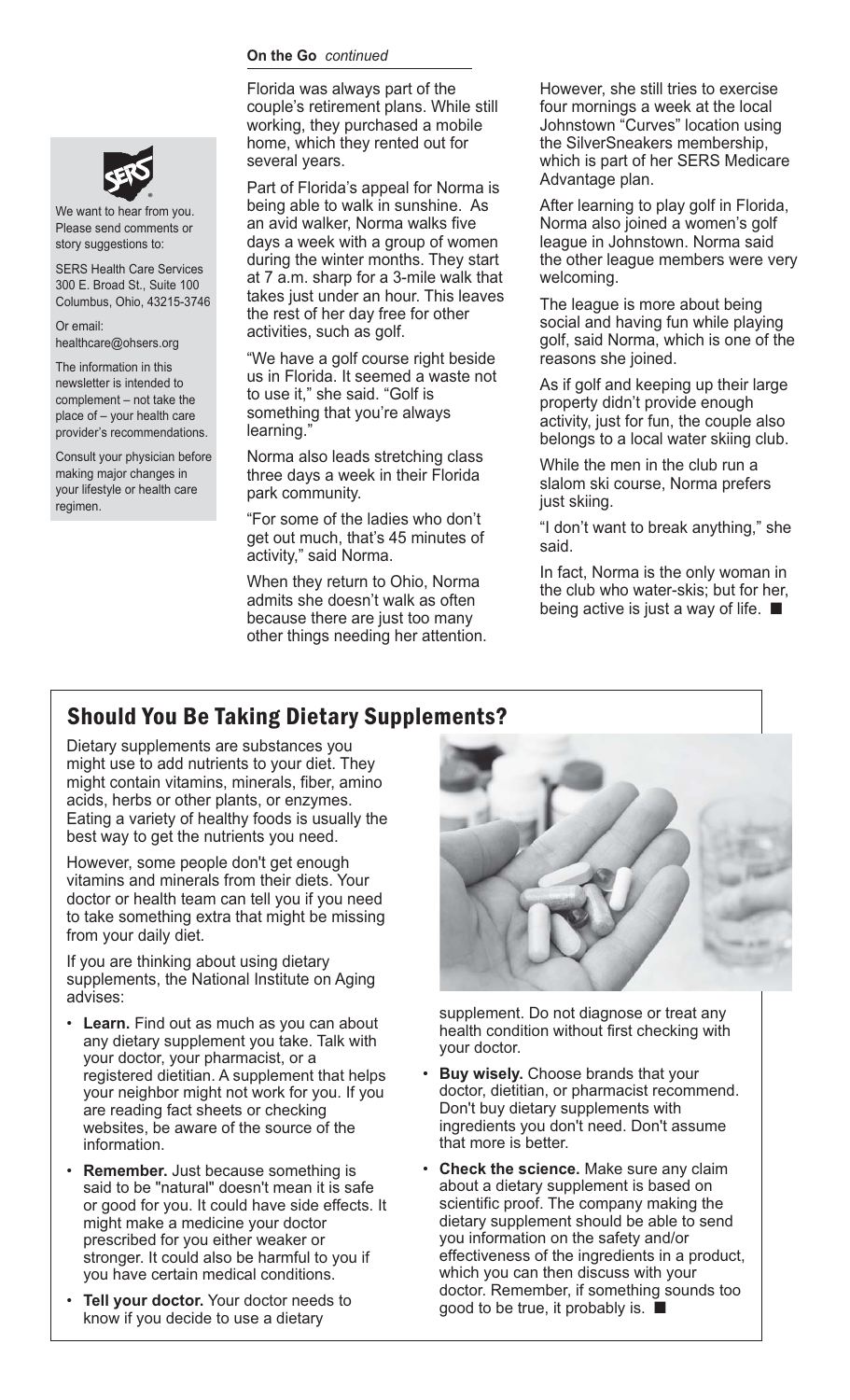We want to hear from you. Please send comments or story suggestions to:

SERS Health Care Services
300 E. Broad St., Suite 100
Columbus, Ohio, 43215-3746

Or email:
healthcare@ohsers.org

The information in this newsletter is intended to complement – not take the place of – your health care provider's recommendations.

Consult your physician before making major changes in your lifestyle or health care regimen.

**On the Go** *continued*

Florida was always part of the couple's retirement plans. While still working, they purchased a mobile home, which they rented out for several years.

Part of Florida's appeal for Norma is being able to walk in sunshine. As an avid walker, Norma walks five days a week with a group of women during the winter months. They start at 7 a.m. sharp for a 3-mile walk that takes just under an hour. This leaves the rest of her day free for other activities, such as golf.

"We have a golf course right beside us in Florida. It seemed a waste not to use it," she said. "Golf is something that you're always learning."

Norma also leads stretching class three days a week in their Florida park community.

"For some of the ladies who don't get out much, that's 45 minutes of activity," said Norma.

When they return to Ohio, Norma admits she doesn't walk as often because there are just too many other things needing her attention. However, she still tries to exercise four mornings a week at the local Johnstown "Curves" location using the SilverSneakers membership, which is part of her SERS Medicare Advantage plan.

After learning to play golf in Florida, Norma also joined a women's golf league in Johnstown. Norma said the other league members were very welcoming.

The league is more about being social and having fun while playing golf, said Norma, which is one of the reasons she joined.

As if golf and keeping up their large property didn't provide enough activity, just for fun, the couple also belongs to a local water skiing club.

While the men in the club run a slalom ski course, Norma prefers just skiing.

"I don't want to break anything," she said.

In fact, Norma is the only woman in the club who water-skis; but for her, being active is just a way of life. ■

## Should You Be Taking Dietary Supplements?

Dietary supplements are substances you might use to add nutrients to your diet. They might contain vitamins, minerals, fiber, amino acids, herbs or other plants, or enzymes. Eating a variety of healthy foods is usually the best way to get the nutrients you need.

However, some people don't get enough vitamins and minerals from their diets. Your doctor or health team can tell you if you need to take something extra that might be missing from your daily diet.

If you are thinking about using dietary supplements, the National Institute on Aging advises:

- **Learn.** Find out as much as you can about any dietary supplement you take. Talk with your doctor, your pharmacist, or a registered dietitian. A supplement that helps your neighbor might not work for you. If you are reading fact sheets or checking websites, be aware of the source of the information.
- **Remember.** Just because something is said to be "natural" doesn't mean it is safe or good for you. It could have side effects. It might make a medicine your doctor prescribed for you either weaker or stronger. It could also be harmful to you if you have certain medical conditions.
- **Tell your doctor.** Your doctor needs to know if you decide to use a dietary supplement. Do not diagnose or treat any health condition without first checking with your doctor.
- **Buy wisely.** Choose brands that your doctor, dietitian, or pharmacist recommend. Don't buy dietary supplements with ingredients you don't need. Don't assume that more is better.
- **Check the science.** Make sure any claim about a dietary supplement is based on scientific proof. The company making the dietary supplement should be able to send you information on the safety and/or effectiveness of the ingredients in a product, which you can then discuss with your doctor. Remember, if something sounds too good to be true, it probably is. ■